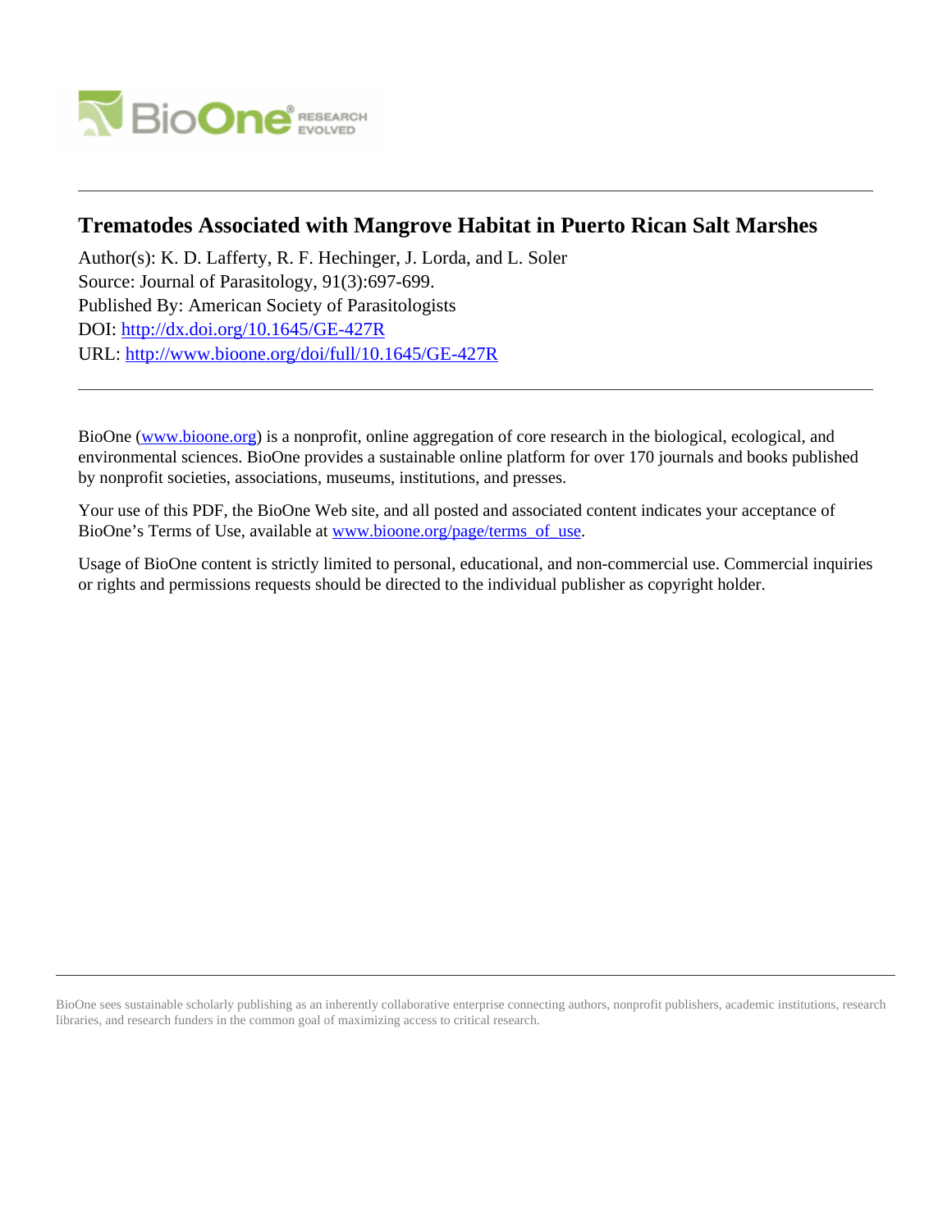# Trematodes Associated with Mangrove Habitat in Puerto Rican Salt Marshes

Author(s): K. D. Lafferty, R. F. Hechinger, J. Lorda, and L. Soler

Source: Journal of Parasitology, 91(3):697-699.

Published By: American Society of Parasitologists

DOI: http://dx.doi.org/10.1645/GE-427R

URL: http://www.bioone.org/doi/full/10.1645/GE-427R

BioOne (www.bioone.org) is a nonprofit, online aggregation of core research in the biological, ecological, and environmental sciences. BioOne provides a sustainable online platform for over 170 journals and books published by nonprofit societies, associations, museums, institutions, and presses.

Your use of this PDF, the BioOne Web site, and all posted and associated content indicates your acceptance of BioOne's Terms of Use, available at www.bioone.org/page/terms_of_use.

Usage of BioOne content is strictly limited to personal, educational, and non-commercial use. Commercial inquiries or rights and permissions requests should be directed to the individual publisher as copyright holder.

BioOne sees sustainable scholarly publishing as an inherently collaborative enterprise connecting authors, nonprofit publishers, academic institutions, research libraries, and research funders in the common goal of maximizing access to critical research.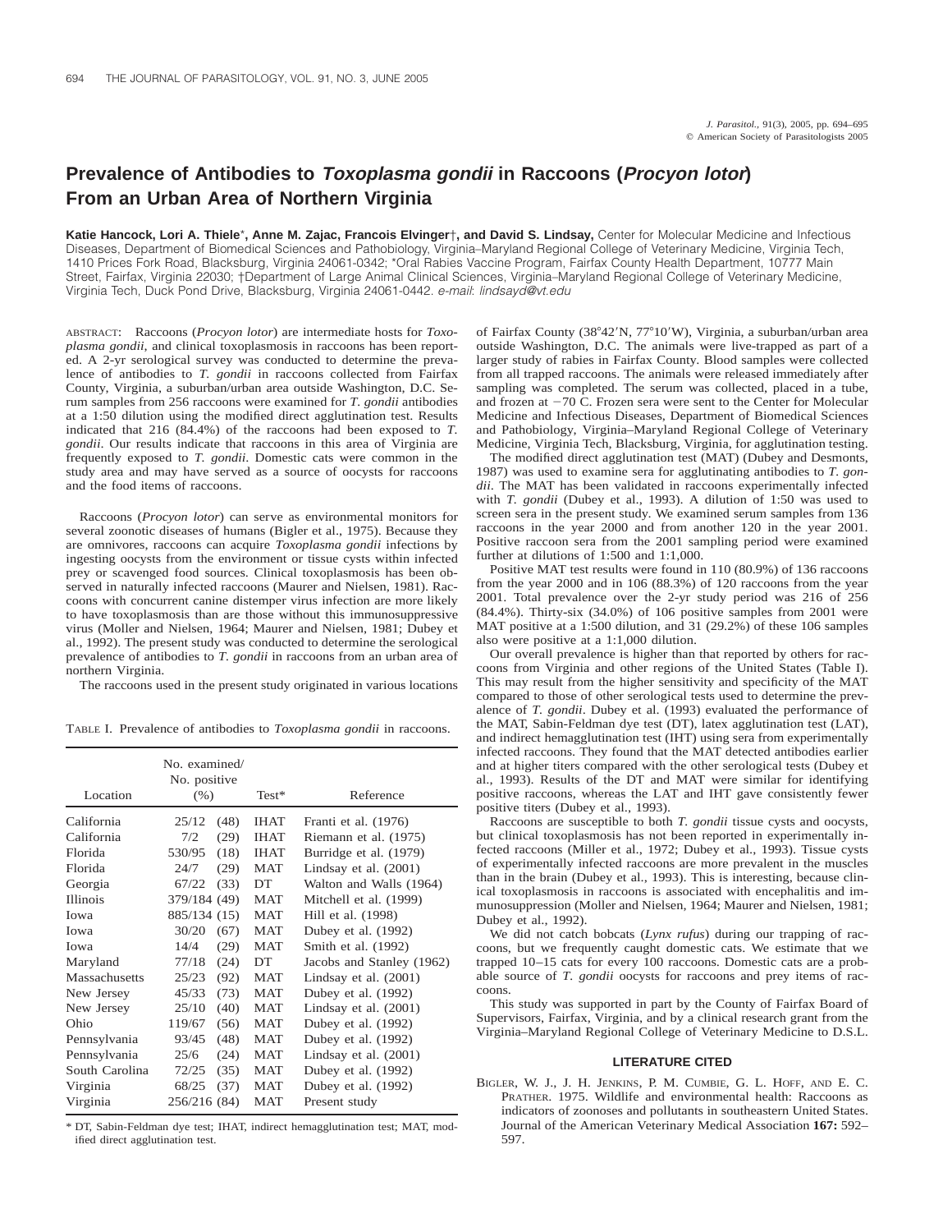*J. Parasitol.*, 91(3), 2005, pp. 694–695
© American Society of Parasitologists 2005

# Prevalence of Antibodies to *Toxoplasma gondii* in Raccoons (*Procyon lotor*) From an Urban Area of Northern Virginia

**Katie Hancock, Lori A. Thiele*, Anne M. Zajac, Francois Elvinger†, and David S. Lindsay,** Center for Molecular Medicine and Infectious Diseases, Department of Biomedical Sciences and Pathobiology, Virginia–Maryland Regional College of Veterinary Medicine, Virginia Tech, 1410 Prices Fork Road, Blacksburg, Virginia 24061-0342; *Oral Rabies Vaccine Program, Fairfax County Health Department, 10777 Main Street, Fairfax, Virginia 22030; †Department of Large Animal Clinical Sciences, Virginia–Maryland Regional College of Veterinary Medicine, Virginia Tech, Duck Pond Drive, Blacksburg, Virginia 24061-0442. *e-mail*: *lindsayd@vt.edu*

ABSTRACT: Raccoons (*Procyon lotor*) are intermediate hosts for *Toxoplasma gondii*, and clinical toxoplasmosis in raccoons has been reported. A 2-yr serological survey was conducted to determine the prevalence of antibodies to *T. gondii* in raccoons collected from Fairfax County, Virginia, a suburban/urban area outside Washington, D.C. Serum samples from 256 raccoons were examined for *T. gondii* antibodies at a 1:50 dilution using the modified direct agglutination test. Results indicated that 216 (84.4%) of the raccoons had been exposed to *T. gondii*. Our results indicate that raccoons in this area of Virginia are frequently exposed to *T. gondii*. Domestic cats were common in the study area and may have served as a source of oocysts for raccoons and the food items of raccoons.

Raccoons (*Procyon lotor*) can serve as environmental monitors for several zoonotic diseases of humans (Bigler et al., 1975). Because they are omnivores, raccoons can acquire *Toxoplasma gondii* infections by ingesting oocysts from the environment or tissue cysts within infected prey or scavenged food sources. Clinical toxoplasmosis has been observed in naturally infected raccoons (Maurer and Nielsen, 1981). Raccoons with concurrent canine distemper virus infection are more likely to have toxoplasmosis than are those without this immunosuppressive virus (Moller and Nielsen, 1964; Maurer and Nielsen, 1981; Dubey et al., 1992). The present study was conducted to determine the serological prevalence of antibodies to *T. gondii* in raccoons from an urban area of northern Virginia.

The raccoons used in the present study originated in various locations of Fairfax County (38°42′N, 77°10′W), Virginia, a suburban/urban area outside Washington, D.C. The animals were live-trapped as part of a larger study of rabies in Fairfax County. Blood samples were collected from all trapped raccoons. The animals were released immediately after sampling was completed. The serum was collected, placed in a tube, and frozen at −70 C. Frozen sera were sent to the Center for Molecular Medicine and Infectious Diseases, Department of Biomedical Sciences and Pathobiology, Virginia–Maryland Regional College of Veterinary Medicine, Virginia Tech, Blacksburg, Virginia, for agglutination testing.

The modified direct agglutination test (MAT) (Dubey and Desmonts, 1987) was used to examine sera for agglutinating antibodies to *T. gondii*. The MAT has been validated in raccoons experimentally infected with *T. gondii* (Dubey et al., 1993). A dilution of 1:50 was used to screen sera in the present study. We examined serum samples from 136 raccoons in the year 2000 and from another 120 in the year 2001. Positive raccoon sera from the 2001 sampling period were examined further at dilutions of 1:500 and 1:1,000.

Positive MAT test results were found in 110 (80.9%) of 136 raccoons from the year 2000 and in 106 (88.3%) of 120 raccoons from the year 2001. Total prevalence over the 2-yr study period was 216 of 256 (84.4%). Thirty-six (34.0%) of 106 positive samples from 2001 were MAT positive at a 1:500 dilution, and 31 (29.2%) of these 106 samples also were positive at a 1:1,000 dilution.

Our overall prevalence is higher than that reported by others for raccoons from Virginia and other regions of the United States (Table I). This may result from the higher sensitivity and specificity of the MAT compared to those of other serological tests used to determine the prevalence of *T. gondii*. Dubey et al. (1993) evaluated the performance of the MAT, Sabin-Feldman dye test (DT), latex agglutination test (LAT), and indirect hemagglutination test (IHT) using sera from experimentally infected raccoons. They found that the MAT detected antibodies earlier and at higher titers compared with the other serological tests (Dubey et al., 1993). Results of the DT and MAT were similar for identifying positive raccoons, whereas the LAT and IHT gave consistently fewer positive titers (Dubey et al., 1993).

Raccoons are susceptible to both *T. gondii* tissue cysts and oocysts, but clinical toxoplasmosis has not been reported in experimentally infected raccoons (Miller et al., 1972; Dubey et al., 1993). Tissue cysts of experimentally infected raccoons are more prevalent in the muscles than in the brain (Dubey et al., 1993). This is interesting, because clinical toxoplasmosis in raccoons is associated with encephalitis and immunosuppression (Moller and Nielsen, 1964; Maurer and Nielsen, 1981; Dubey et al., 1992).

We did not catch bobcats (*Lynx rufus*) during our trapping of raccoons, but we frequently caught domestic cats. We estimate that we trapped 10–15 cats for every 100 raccoons. Domestic cats are a probable source of *T. gondii* oocysts for raccoons and prey items of raccoons.

This study was supported in part by the County of Fairfax Board of Supervisors, Fairfax, Virginia, and by a clinical research grant from the Virginia–Maryland Regional College of Veterinary Medicine to D.S.L.

TABLE I. Prevalence of antibodies to *Toxoplasma gondii* in raccoons.

| Location | No. examined/ No. positive (%) | Test* | Reference |
|---|---|---|---|
| California | 25/12 (48) | IHAT | Franti et al. (1976) |
| California | 7/2 (29) | IHAT | Riemann et al. (1975) |
| Florida | 530/95 (18) | IHAT | Burridge et al. (1979) |
| Florida | 24/7 (29) | MAT | Lindsay et al. (2001) |
| Georgia | 67/22 (33) | DT | Walton and Walls (1964) |
| Illinois | 379/184 (49) | MAT | Mitchell et al. (1999) |
| Iowa | 885/134 (15) | MAT | Hill et al. (1998) |
| Iowa | 30/20 (67) | MAT | Dubey et al. (1992) |
| Iowa | 14/4 (29) | MAT | Smith et al. (1992) |
| Maryland | 77/18 (24) | DT | Jacobs and Stanley (1962) |
| Massachusetts | 25/23 (92) | MAT | Lindsay et al. (2001) |
| New Jersey | 45/33 (73) | MAT | Dubey et al. (1992) |
| New Jersey | 25/10 (40) | MAT | Lindsay et al. (2001) |
| Ohio | 119/67 (56) | MAT | Dubey et al. (1992) |
| Pennsylvania | 93/45 (48) | MAT | Dubey et al. (1992) |
| Pennsylvania | 25/6 (24) | MAT | Lindsay et al. (2001) |
| South Carolina | 72/25 (35) | MAT | Dubey et al. (1992) |
| Virginia | 68/25 (37) | MAT | Dubey et al. (1992) |
| Virginia | 256/216 (84) | MAT | Present study |

* DT, Sabin-Feldman dye test; IHAT, indirect hemagglutination test; MAT, modified direct agglutination test.

## LITERATURE CITED

BIGLER, W. J., J. H. JENKINS, P. M. CUMBIE, G. L. HOFF, AND E. C. PRATHER. 1975. Wildlife and environmental health: Raccoons as indicators of zoonoses and pollutants in southeastern United States. Journal of the American Veterinary Medical Association **167:** 592–597.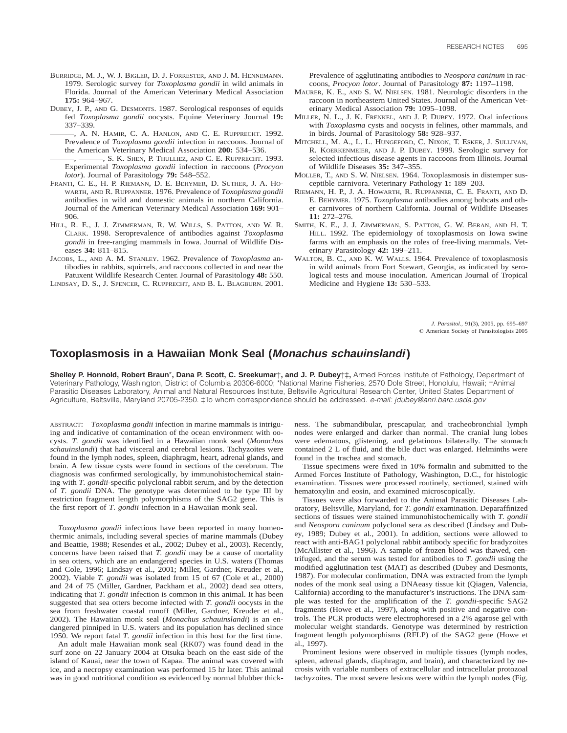BURRIDGE, M. J., W. J. BIGLER, D. J. FORRESTER, AND J. M. HENNEMANN. 1979. Serologic survey for *Toxoplasma gondii* in wild animals in Florida. Journal of the American Veterinary Medical Association **175:** 964–967.

DUBEY, J. P., AND G. DESMONTS. 1987. Serological responses of equids fed *Toxoplasma gondii* oocysts. Equine Veterinary Journal **19:** 337–339.

———, A. N. HAMIR, C. A. HANLON, AND C. E. RUPPRECHT. 1992. Prevalence of *Toxoplasma gondii* infection in raccoons. Journal of the American Veterinary Medical Association **200:** 534–536.

———, ———, S. K. SHEN, P. THULLIEZ, AND C. E. RUPPRECHT. 1993. Experimental *Toxoplasma gondii* infection in raccoons (*Procyon lotor*). Journal of Parasitology **79:** 548–552.

FRANTI, C. E., H. P. RIEMANN, D. E. BEHYMER, D. SUTHER, J. A. HOWARTH, AND R. RUPPANNER. 1976. Prevalence of *Toxoplasma gondii* antibodies in wild and domestic animals in northern California. Journal of the American Veterinary Medical Association **169:** 901–906.

HILL, R. E., J. J. ZIMMERMAN, R. W. WILLS, S. PATTON, AND W. R. CLARK. 1998. Seroprevalence of antibodies against *Toxoplasma gondii* in free-ranging mammals in Iowa. Journal of Wildlife Diseases **34:** 811–815.

JACOBS, L., AND A. M. STANLEY. 1962. Prevalence of *Toxoplasma* antibodies in rabbits, squirrels, and raccoons collected in and near the Patuxent Wildlife Research Center. Journal of Parasitology **48:** 550.

LINDSAY, D. S., J. SPENCER, C. RUPPRECHT, AND B. L. BLAGBURN. 2001. Prevalence of agglutinating antibodies to *Neospora caninum* in raccoons, *Procyon lotor*. Journal of Parasitology **87:** 1197–1198.

MAURER, K. E., AND S. W. NIELSEN. 1981. Neurologic disorders in the raccoon in northeastern United States. Journal of the American Veterinary Medical Association **79:** 1095–1098.

MILLER, N. L., J. K. FRENKEL, AND J. P. DUBEY. 1972. Oral infections with *Toxoplasma* cysts and oocysts in felines, other mammals, and in birds. Journal of Parasitology **58:** 928–937.

MITCHELL, M. A., L. L. HUNGEFORD, C. NIXON, T. ESKER, J. SULLIVAN, R. KOERKENMEIER, AND J. P. DUBEY. 1999. Serologic survey for selected infectious disease agents in raccoons from Illinois. Journal of Wildlife Diseases **35:** 347–355.

MOLLER, T., AND S. W. NIELSEN. 1964. Toxoplasmosis in distemper susceptible carnivora. Veterinary Pathology **1:** 189–203.

RIEMANN, H. P., J. A. HOWARTH, R. RUPPANNER, C. E. FRANTI, AND D. E. BEHYMER. 1975. *Toxoplasma* antibodies among bobcats and other carnivores of northern California. Journal of Wildlife Diseases **11:** 272–276.

SMITH, K. E., J. J. ZIMMERMAN, S. PATTON, G. W. BERAN, AND H. T. HILL. 1992. The epidemiology of toxoplasmosis on Iowa swine farms with an emphasis on the roles of free-living mammals. Veterinary Parasitology **42:** 199–211.

WALTON, B. C., AND K. W. WALLS. 1964. Prevalence of toxoplasmosis in wild animals from Fort Stewart, Georgia, as indicated by serological tests and mouse inoculation. American Journal of Tropical Medicine and Hygiene **13:** 530–533.

*J. Parasitol.*, 91(3), 2005, pp. 695–697
© American Society of Parasitologists 2005

# Toxoplasmosis in a Hawaiian Monk Seal (*Monachus schauinslandi*)

**Shelley P. Honnold, Robert Braun\*, Dana P. Scott, C. Sreekumar†, and J. P. Dubey†‡,** Armed Forces Institute of Pathology, Department of Veterinary Pathology, Washington, District of Columbia 20306-6000; \*National Marine Fisheries, 2570 Dole Street, Honolulu, Hawaii; †Animal Parasitic Diseases Laboratory, Animal and Natural Resources Institute, Beltsville Agricultural Research Center, United States Department of Agriculture, Beltsville, Maryland 20705-2350. ‡To whom correspondence should be addressed. *e-mail: jdubey@anri.barc.usda.gov*

ABSTRACT: *Toxoplasma gondii* infection in marine mammals is intriguing and indicative of contamination of the ocean environment with oocysts. *T. gondii* was identified in a Hawaiian monk seal (*Monachus schauinslandi*) that had visceral and cerebral lesions. Tachyzoites were found in the lymph nodes, spleen, diaphragm, heart, adrenal glands, and brain. A few tissue cysts were found in sections of the cerebrum. The diagnosis was confirmed serologically, by immunohistochemical staining with *T. gondii*-specific polyclonal rabbit serum, and by the detection of *T. gondii* DNA. The genotype was determined to be type III by restriction fragment length polymorphisms of the SAG2 gene. This is the first report of *T. gondii* infection in a Hawaiian monk seal.

*Toxoplasma gondii* infections have been reported in many homeothermic animals, including several species of marine mammals (Dubey and Beattie, 1988; Resendes et al., 2002; Dubey et al., 2003). Recently, concerns have been raised that *T. gondii* may be a cause of mortality in sea otters, which are an endangered species in U.S. waters (Thomas and Cole, 1996; Lindsay et al., 2001; Miller, Gardner, Kreuder et al., 2002). Viable *T. gondii* was isolated from 15 of 67 (Cole et al., 2000) and 24 of 75 (Miller, Gardner, Packham et al., 2002) dead sea otters, indicating that *T. gondii* infection is common in this animal. It has been suggested that sea otters become infected with *T. gondii* oocysts in the sea from freshwater coastal runoff (Miller, Gardner, Kreuder et al., 2002). The Hawaiian monk seal (*Monachus schauinslandi*) is an endangered pinniped in U.S. waters and its population has declined since 1950. We report fatal *T. gondii* infection in this host for the first time.

An adult male Hawaiian monk seal (RK07) was found dead in the surf zone on 22 January 2004 at Otsuka beach on the east side of the island of Kauai, near the town of Kapaa. The animal was covered with ice, and a necropsy examination was performed 15 hr later. This animal was in good nutritional condition as evidenced by normal blubber thickness. The submandibular, prescapular, and tracheobronchial lymph nodes were enlarged and darker than normal. The cranial lung lobes were edematous, glistening, and gelatinous bilaterally. The stomach contained 2 L of fluid, and the bile duct was enlarged. Helminths were found in the trachea and stomach.

Tissue specimens were fixed in 10% formalin and submitted to the Armed Forces Institute of Pathology, Washington, D.C., for histologic examination. Tissues were processed routinely, sectioned, stained with hematoxylin and eosin, and examined microscopically.

Tissues were also forwarded to the Animal Parasitic Diseases Laboratory, Beltsville, Maryland, for *T. gondii* examination. Deparaffinized sections of tissues were stained immunohistochemically with *T. gondii* and *Neospora caninum* polyclonal sera as described (Lindsay and Dubey, 1989; Dubey et al., 2001). In addition, sections were allowed to react with anti-BAG1 polyclonal rabbit antibody specific for bradyzoites (McAllister et al., 1996). A sample of frozen blood was thawed, centrifuged, and the serum was tested for antibodies to *T. gondii* using the modified agglutination test (MAT) as described (Dubey and Desmonts, 1987). For molecular confirmation, DNA was extracted from the lymph nodes of the monk seal using a DNAeasy tissue kit (Qiagen, Valencia, California) according to the manufacturer's instructions. The DNA sample was tested for the amplification of the *T. gondii*-specific SAG2 fragments (Howe et al., 1997), along with positive and negative controls. The PCR products were electrophoresed in a 2% agarose gel with molecular weight standards. Genotype was determined by restriction fragment length polymorphisms (RFLP) of the SAG2 gene (Howe et al., 1997).

Prominent lesions were observed in multiple tissues (lymph nodes, spleen, adrenal glands, diaphragm, and brain), and characterized by necrosis with variable numbers of extracellular and intracellular protozoal tachyzoites. The most severe lesions were within the lymph nodes (Fig.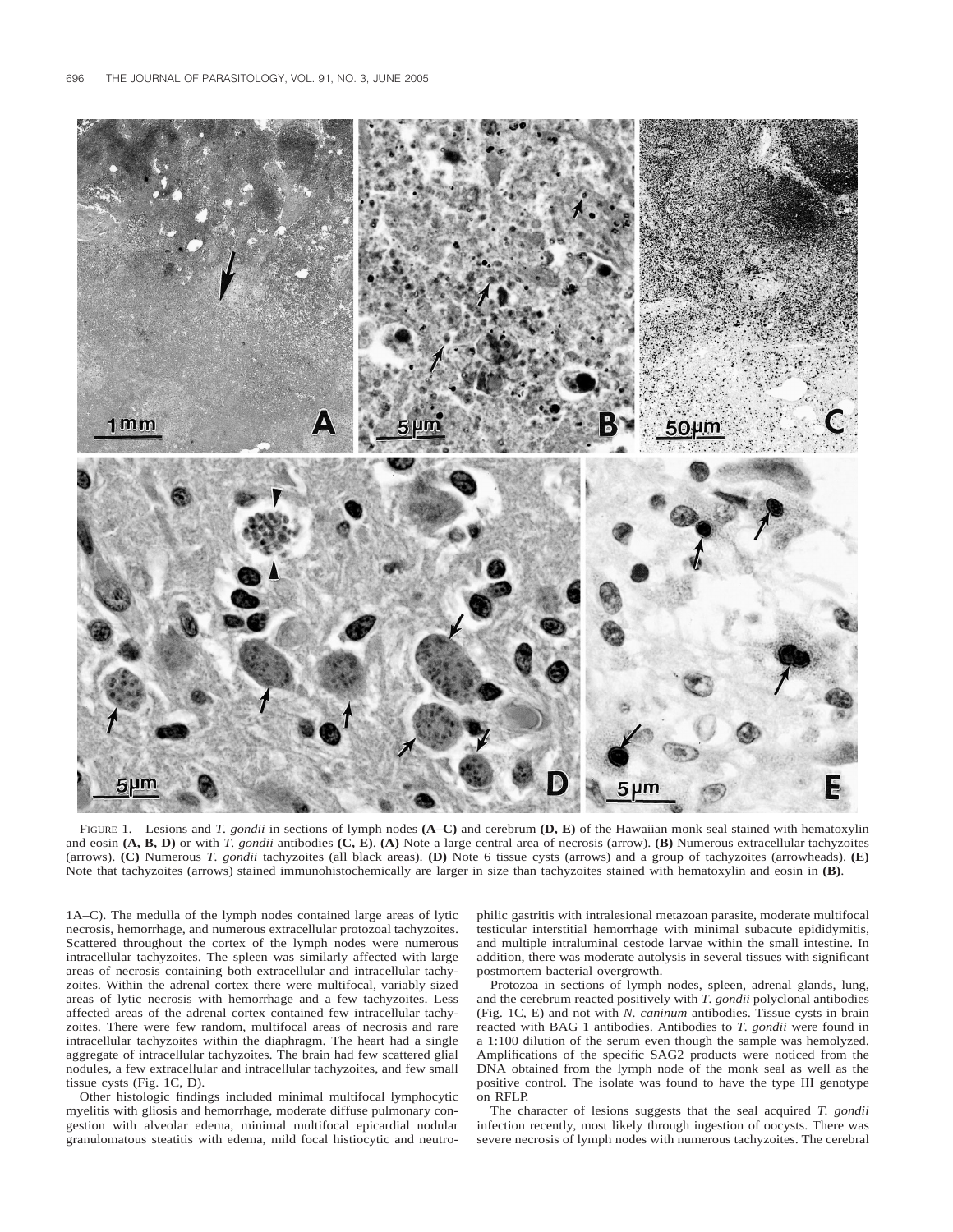FIGURE 1. Lesions and *T. gondii* in sections of lymph nodes **(A–C)** and cerebrum **(D, E)** of the Hawaiian monk seal stained with hematoxylin and eosin **(A, B, D)** or with *T. gondii* antibodies **(C, E)**. **(A)** Note a large central area of necrosis (arrow). **(B)** Numerous extracellular tachyzoites (arrows). **(C)** Numerous *T. gondii* tachyzoites (all black areas). **(D)** Note 6 tissue cysts (arrows) and a group of tachyzoites (arrowheads). **(E)** Note that tachyzoites (arrows) stained immunohistochemically are larger in size than tachyzoites stained with hematoxylin and eosin in **(B)**.

1A–C). The medulla of the lymph nodes contained large areas of lytic necrosis, hemorrhage, and numerous extracellular protozoal tachyzoites. Scattered throughout the cortex of the lymph nodes were numerous intracellular tachyzoites. The spleen was similarly affected with large areas of necrosis containing both extracellular and intracellular tachyzoites. Within the adrenal cortex there were multifocal, variably sized areas of lytic necrosis with hemorrhage and a few tachyzoites. Less affected areas of the adrenal cortex contained few intracellular tachyzoites. There were few random, multifocal areas of necrosis and rare intracellular tachyzoites within the diaphragm. The heart had a single aggregate of intracellular tachyzoites. The brain had few scattered glial nodules, a few extracellular and intracellular tachyzoites, and few small tissue cysts (Fig. 1C, D).

Other histologic findings included minimal multifocal lymphocytic myelitis with gliosis and hemorrhage, moderate diffuse pulmonary congestion with alveolar edema, minimal multifocal epicardial nodular granulomatous steatitis with edema, mild focal histiocytic and neutrophilic gastritis with intralesional metazoan parasite, moderate multifocal testicular interstitial hemorrhage with minimal subacute epididymitis, and multiple intraluminal cestode larvae within the small intestine. In addition, there was moderate autolysis in several tissues with significant postmortem bacterial overgrowth.

Protozoa in sections of lymph nodes, spleen, adrenal glands, lung, and the cerebrum reacted positively with *T. gondii* polyclonal antibodies (Fig. 1C, E) and not with *N. caninum* antibodies. Tissue cysts in brain reacted with BAG 1 antibodies. Antibodies to *T. gondii* were found in a 1:100 dilution of the serum even though the sample was hemolyzed. Amplifications of the specific SAG2 products were noticed from the DNA obtained from the lymph node of the monk seal as well as the positive control. The isolate was found to have the type III genotype on RFLP.

The character of lesions suggests that the seal acquired *T. gondii* infection recently, most likely through ingestion of oocysts. There was severe necrosis of lymph nodes with numerous tachyzoites. The cerebral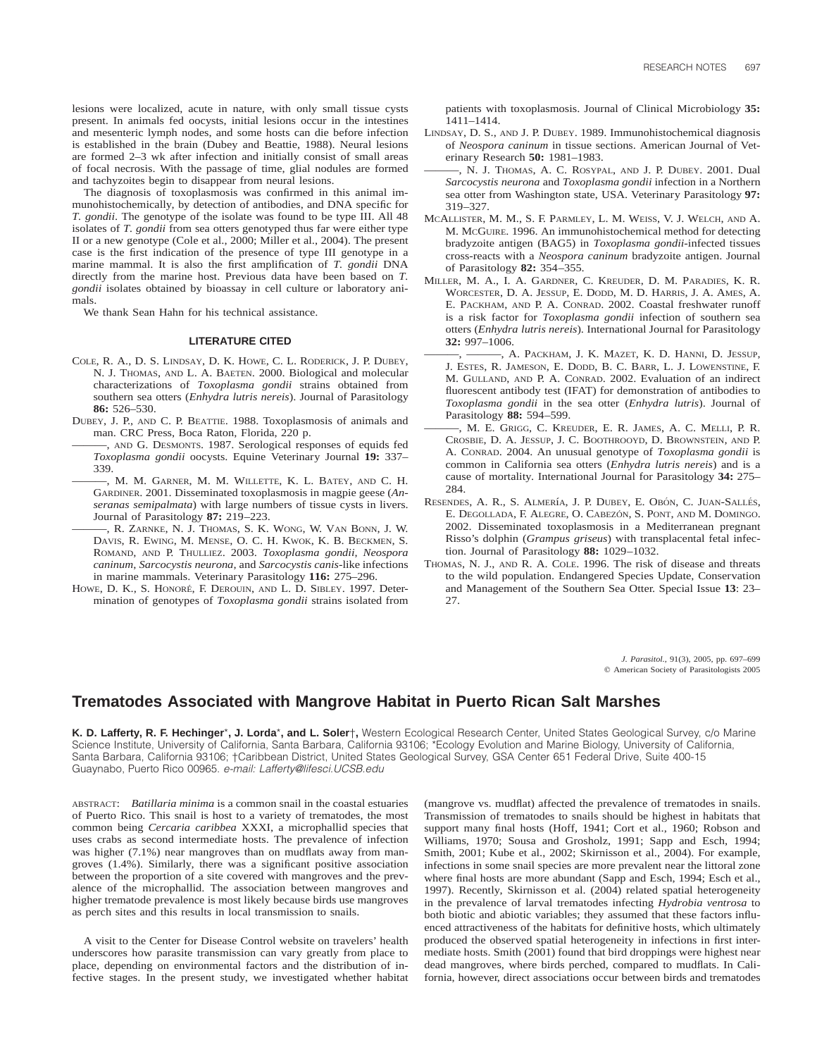lesions were localized, acute in nature, with only small tissue cysts present. In animals fed oocysts, initial lesions occur in the intestines and mesenteric lymph nodes, and some hosts can die before infection is established in the brain (Dubey and Beattie, 1988). Neural lesions are formed 2–3 wk after infection and initially consist of small areas of focal necrosis. With the passage of time, glial nodules are formed and tachyzoites begin to disappear from neural lesions.

The diagnosis of toxoplasmosis was confirmed in this animal immunohistochemically, by detection of antibodies, and DNA specific for *T. gondii*. The genotype of the isolate was found to be type III. All 48 isolates of *T. gondii* from sea otters genotyped thus far were either type II or a new genotype (Cole et al., 2000; Miller et al., 2004). The present case is the first indication of the presence of type III genotype in a marine mammal. It is also the first amplification of *T. gondii* DNA directly from the marine host. Previous data have been based on *T. gondii* isolates obtained by bioassay in cell culture or laboratory animals.

We thank Sean Hahn for his technical assistance.

## LITERATURE CITED

Cole, R. A., D. S. Lindsay, D. K. Howe, C. L. Roderick, J. P. Dubey, N. J. Thomas, and L. A. Baeten. 2000. Biological and molecular characterizations of *Toxoplasma gondii* strains obtained from southern sea otters (*Enhydra lutris nereis*). Journal of Parasitology **86:** 526–530.

Dubey, J. P., and C. P. Beattie. 1988. Toxoplasmosis of animals and man. CRC Press, Boca Raton, Florida, 220 p.

———, and G. Desmonts. 1987. Serological responses of equids fed *Toxoplasma gondii* oocysts. Equine Veterinary Journal **19:** 337–339.

———, M. M. Garner, M. M. Willette, K. L. Batey, and C. H. Gardiner. 2001. Disseminated toxoplasmosis in magpie geese (*Anseranas semipalmata*) with large numbers of tissue cysts in livers. Journal of Parasitology **87:** 219–223.

———, R. Zarnke, N. J. Thomas, S. K. Wong, W. Van Bonn, J. W. Davis, R. Ewing, M. Mense, O. C. H. Kwok, K. B. Beckmen, S. Romand, and P. Thulliez. 2003. *Toxoplasma gondii*, *Neospora caninum*, *Sarcocystis neurona*, and *Sarcocystis canis*-like infections in marine mammals. Veterinary Parasitology **116:** 275–296.

Howe, D. K., S. Honoré, F. Derouin, and L. D. Sibley. 1997. Determination of genotypes of *Toxoplasma gondii* strains isolated from patients with toxoplasmosis. Journal of Clinical Microbiology **35:** 1411–1414.

Lindsay, D. S., and J. P. Dubey. 1989. Immunohistochemical diagnosis of *Neospora caninum* in tissue sections. American Journal of Veterinary Research **50:** 1981–1983.

———, N. J. Thomas, A. C. Rosypal, and J. P. Dubey. 2001. Dual *Sarcocystis neurona* and *Toxoplasma gondii* infection in a Northern sea otter from Washington state, USA. Veterinary Parasitology **97:** 319–327.

McAllister, M. M., S. F. Parmley, L. M. Weiss, V. J. Welch, and A. M. McGuire. 1996. An immunohistochemical method for detecting bradyzoite antigen (BAG5) in *Toxoplasma gondii*-infected tissues cross-reacts with a *Neospora caninum* bradyzoite antigen. Journal of Parasitology **82:** 354–355.

Miller, M. A., I. A. Gardner, C. Kreuder, D. M. Paradies, K. R. Worcester, D. A. Jessup, E. Dodd, M. D. Harris, J. A. Ames, A. E. Packham, and P. A. Conrad. 2002. Coastal freshwater runoff is a risk factor for *Toxoplasma gondii* infection of southern sea otters (*Enhydra lutris nereis*). International Journal for Parasitology **32:** 997–1006.

———, ———, A. Packham, J. K. Mazet, K. D. Hanni, D. Jessup, J. Estes, R. Jameson, E. Dodd, B. C. Barr, L. J. Lowenstine, F. M. Gulland, and P. A. Conrad. 2002. Evaluation of an indirect fluorescent antibody test (IFAT) for demonstration of antibodies to *Toxoplasma gondii* in the sea otter (*Enhydra lutris*). Journal of Parasitology **88:** 594–599.

———, M. E. Grigg, C. Kreuder, E. R. James, A. C. Melli, P. R. Crosbie, D. A. Jessup, J. C. Boothrooyd, D. Brownstein, and P. A. Conrad. 2004. An unusual genotype of *Toxoplasma gondii* is common in California sea otters (*Enhydra lutris nereis*) and is a cause of mortality. International Journal for Parasitology **34:** 275–284.

Resendes, A. R., S. Almería, J. P. Dubey, E. Obón, C. Juan-Sallés, E. Degollada, F. Alegre, O. Cabezón, S. Pont, and M. Domingo. 2002. Disseminated toxoplasmosis in a Mediterranean pregnant Risso's dolphin (*Grampus griseus*) with transplacental fetal infection. Journal of Parasitology **88:** 1029–1032.

Thomas, N. J., and R. A. Cole. 1996. The risk of disease and threats to the wild population. Endangered Species Update, Conservation and Management of the Southern Sea Otter. Special Issue **13**: 23–27.

*J. Parasitol.*, 91(3), 2005, pp. 697–699
© American Society of Parasitologists 2005

# Trematodes Associated with Mangrove Habitat in Puerto Rican Salt Marshes

**K. D. Lafferty, R. F. Hechinger\*, J. Lorda\*, and L. Soler†,** Western Ecological Research Center, United States Geological Survey, c/o Marine Science Institute, University of California, Santa Barbara, California 93106; \*Ecology Evolution and Marine Biology, University of California, Santa Barbara, California 93106; †Caribbean District, United States Geological Survey, GSA Center 651 Federal Drive, Suite 400-15 Guaynabo, Puerto Rico 00965. *e-mail: Lafferty@lifesci.UCSB.edu*

ABSTRACT: *Batillaria minima* is a common snail in the coastal estuaries of Puerto Rico. This snail is host to a variety of trematodes, the most common being *Cercaria caribbea* XXXI, a microphallid species that uses crabs as second intermediate hosts. The prevalence of infection was higher (7.1%) near mangroves than on mudflats away from mangroves (1.4%). Similarly, there was a significant positive association between the proportion of a site covered with mangroves and the prevalence of the microphallid. The association between mangroves and higher trematode prevalence is most likely because birds use mangroves as perch sites and this results in local transmission to snails.

A visit to the Center for Disease Control website on travelers' health underscores how parasite transmission can vary greatly from place to place, depending on environmental factors and the distribution of infective stages. In the present study, we investigated whether habitat (mangrove vs. mudflat) affected the prevalence of trematodes in snails. Transmission of trematodes to snails should be highest in habitats that support many final hosts (Hoff, 1941; Cort et al., 1960; Robson and Williams, 1970; Sousa and Grosholz, 1991; Sapp and Esch, 1994; Smith, 2001; Kube et al., 2002; Skirnisson et al., 2004). For example, infections in some snail species are more prevalent near the littoral zone where final hosts are more abundant (Sapp and Esch, 1994; Esch et al., 1997). Recently, Skirnisson et al. (2004) related spatial heterogeneity in the prevalence of larval trematodes infecting *Hydrobia ventrosa* to both biotic and abiotic variables; they assumed that these factors influenced attractiveness of the habitats for definitive hosts, which ultimately produced the observed spatial heterogeneity in infections in first intermediate hosts. Smith (2001) found that bird droppings were highest near dead mangroves, where birds perched, compared to mudflats. In California, however, direct associations occur between birds and trematodes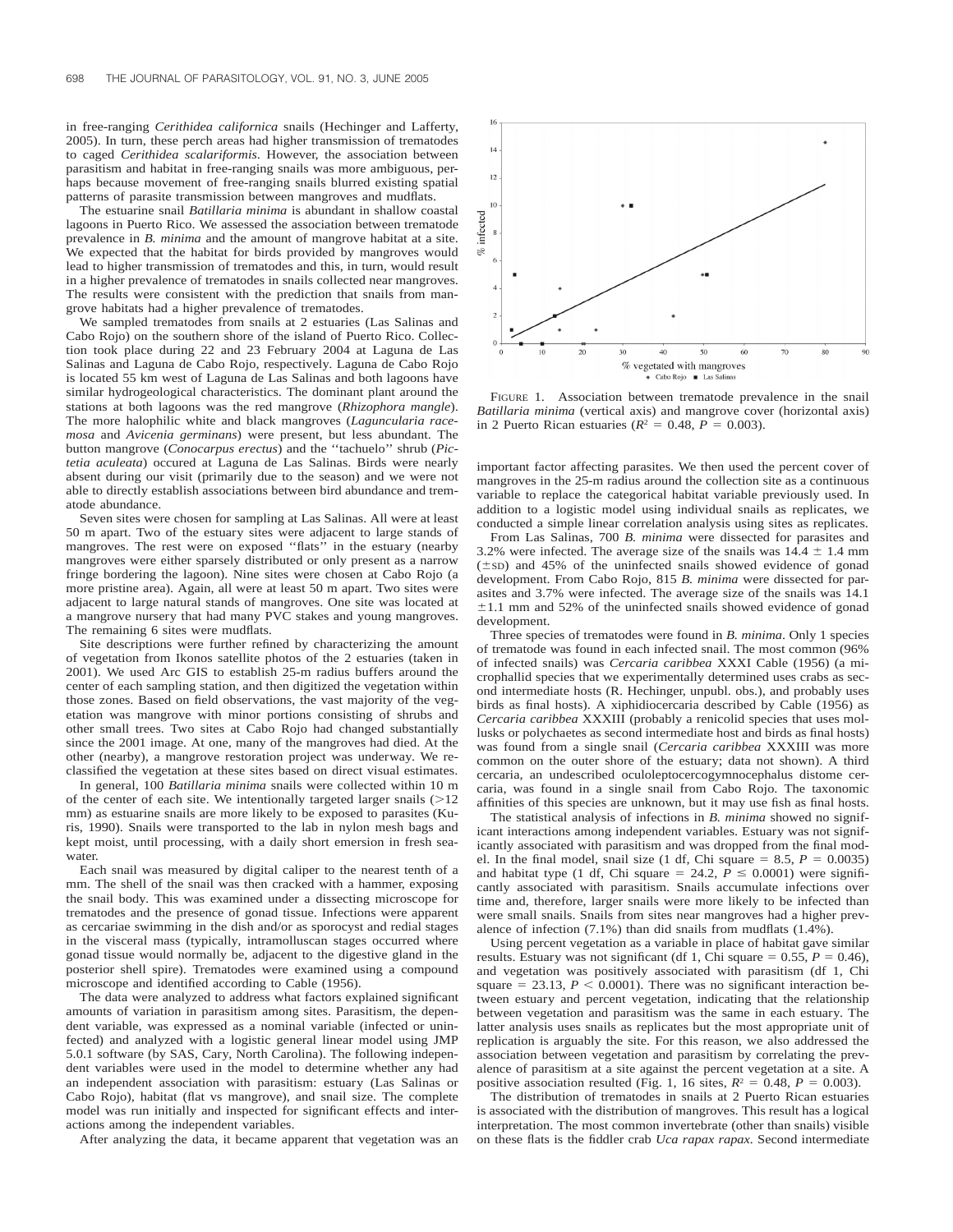in free-ranging *Cerithidea californica* snails (Hechinger and Lafferty, 2005). In turn, these perch areas had higher transmission of trematodes to caged *Cerithidea scalariformis*. However, the association between parasitism and habitat in free-ranging snails was more ambiguous, perhaps because movement of free-ranging snails blurred existing spatial patterns of parasite transmission between mangroves and mudflats.

The estuarine snail *Batillaria minima* is abundant in shallow coastal lagoons in Puerto Rico. We assessed the association between trematode prevalence in *B. minima* and the amount of mangrove habitat at a site. We expected that the habitat for birds provided by mangroves would lead to higher transmission of trematodes and this, in turn, would result in a higher prevalence of trematodes in snails collected near mangroves. The results were consistent with the prediction that snails from mangrove habitats had a higher prevalence of trematodes.

We sampled trematodes from snails at 2 estuaries (Las Salinas and Cabo Rojo) on the southern shore of the island of Puerto Rico. Collection took place during 22 and 23 February 2004 at Laguna de Las Salinas and Laguna de Cabo Rojo, respectively. Laguna de Cabo Rojo is located 55 km west of Laguna de Las Salinas and both lagoons have similar hydrogeological characteristics. The dominant plant around the stations at both lagoons was the red mangrove (*Rhizophora mangle*). The more halophilic white and black mangroves (*Laguncularia racemosa* and *Avicenia germinans*) were present, but less abundant. The button mangrove (*Conocarpus erectus*) and the ''tachuelo'' shrub (*Pictetia aculeata*) occured at Laguna de Las Salinas. Birds were nearly absent during our visit (primarily due to the season) and we were not able to directly establish associations between bird abundance and trematode abundance.

Seven sites were chosen for sampling at Las Salinas. All were at least 50 m apart. Two of the estuary sites were adjacent to large stands of mangroves. The rest were on exposed ''flats'' in the estuary (nearby mangroves were either sparsely distributed or only present as a narrow fringe bordering the lagoon). Nine sites were chosen at Cabo Rojo (a more pristine area). Again, all were at least 50 m apart. Two sites were adjacent to large natural stands of mangroves. One site was located at a mangrove nursery that had many PVC stakes and young mangroves. The remaining 6 sites were mudflats.

Site descriptions were further refined by characterizing the amount of vegetation from Ikonos satellite photos of the 2 estuaries (taken in 2001). We used Arc GIS to establish 25-m radius buffers around the center of each sampling station, and then digitized the vegetation within those zones. Based on field observations, the vast majority of the vegetation was mangrove with minor portions consisting of shrubs and other small trees. Two sites at Cabo Rojo had changed substantially since the 2001 image. At one, many of the mangroves had died. At the other (nearby), a mangrove restoration project was underway. We reclassified the vegetation at these sites based on direct visual estimates.

In general, 100 *Batillaria minima* snails were collected within 10 m of the center of each site. We intentionally targeted larger snails (>12 mm) as estuarine snails are more likely to be exposed to parasites (Kuris, 1990). Snails were transported to the lab in nylon mesh bags and kept moist, until processing, with a daily short emersion in fresh seawater.

Each snail was measured by digital caliper to the nearest tenth of a mm. The shell of the snail was then cracked with a hammer, exposing the snail body. This was examined under a dissecting microscope for trematodes and the presence of gonad tissue. Infections were apparent as cercariae swimming in the dish and/or as sporocyst and redial stages in the visceral mass (typically, intramolluscan stages occurred where gonad tissue would normally be, adjacent to the digestive gland in the posterior shell spire). Trematodes were examined using a compound microscope and identified according to Cable (1956).

The data were analyzed to address what factors explained significant amounts of variation in parasitism among sites. Parasitism, the dependent variable, was expressed as a nominal variable (infected or uninfected) and analyzed with a logistic general linear model using JMP 5.0.1 software (by SAS, Cary, North Carolina). The following independent variables were used in the model to determine whether any had an independent association with parasitism: estuary (Las Salinas or Cabo Rojo), habitat (flat vs mangrove), and snail size. The complete model was run initially and inspected for significant effects and interactions among the independent variables.

After analyzing the data, it became apparent that vegetation was an important factor affecting parasites. We then used the percent cover of mangroves in the 25-m radius around the collection site as a continuous variable to replace the categorical habitat variable previously used. In addition to a logistic model using individual snails as replicates, we conducted a simple linear correlation analysis using sites as replicates.

% infected
% vegetated with mangroves
Cabo Rojo Las Salinas

FIGURE 1. Association between trematode prevalence in the snail *Batillaria minima* (vertical axis) and mangrove cover (horizontal axis) in 2 Puerto Rican estuaries ($R^2 = 0.48$, $P = 0.003$).

From Las Salinas, 700 *B. minima* were dissected for parasites and 3.2% were infected. The average size of the snails was 14.4 ± 1.4 mm (±SD) and 45% of the uninfected snails showed evidence of gonad development. From Cabo Rojo, 815 *B. minima* were dissected for parasites and 3.7% were infected. The average size of the snails was 14.1 ±1.1 mm and 52% of the uninfected snails showed evidence of gonad development.

Three species of trematodes were found in *B. minima*. Only 1 species of trematode was found in each infected snail. The most common (96% of infected snails) was *Cercaria caribbea* XXXI Cable (1956) (a microphallid species that we experimentally determined uses crabs as second intermediate hosts (R. Hechinger, unpubl. obs.), and probably uses birds as final hosts). A xiphidiocercaria described by Cable (1956) as *Cercaria caribbea* XXXIII (probably a renicolid species that uses molluscs or polychaetes as second intermediate host and birds as final hosts) was found from a single snail (*Cercaria caribbea* XXXIII was more common on the outer shore of the estuary; data not shown). A third cercaria, an undescribed oculoleptocercogymnocephalus distome cercaria, was found in a single snail from Cabo Rojo. The taxonomic affinities of this species are unknown, but it may use fish as final hosts.

The statistical analysis of infections in *B. minima* showed no significant interactions among independent variables. Estuary was not significantly associated with parasitism and was dropped from the final model. In the final model, snail size (1 df, Chi square = 8.5, $P = 0.0035$) and habitat type (1 df, Chi square = 24.2, $P \leq 0.0001$) were significantly associated with parasitism. Snails accumulate infections over time and, therefore, larger snails were more likely to be infected than were small snails. Snails from sites near mangroves had a higher prevalence of infection (7.1%) than did snails from mudflats (1.4%).

Using percent vegetation as a variable in place of habitat gave similar results. Estuary was not significant (df 1, Chi square = 0.55, $P = 0.46$), and vegetation was positively associated with parasitism (df 1, Chi square = 23.13, $P < 0.0001$). There was no significant interaction between estuary and percent vegetation, indicating that the relationship between vegetation and parasitism was the same in each estuary. The latter analysis uses snails as replicates but the most appropriate unit of replication is arguably the site. For this reason, we also addressed the association between vegetation and parasitism by correlating the prevalence of parasitism at a site against the percent vegetation at a site. A positive association resulted (Fig. 1, 16 sites, $R^2 = 0.48$, $P = 0.003$).

The distribution of trematodes in snails at 2 Puerto Rican estuaries is associated with the distribution of mangroves. This result has a logical interpretation. The most common invertebrate (other than snails) visible on these flats is the fiddler crab *Uca rapax rapax*. Second intermediate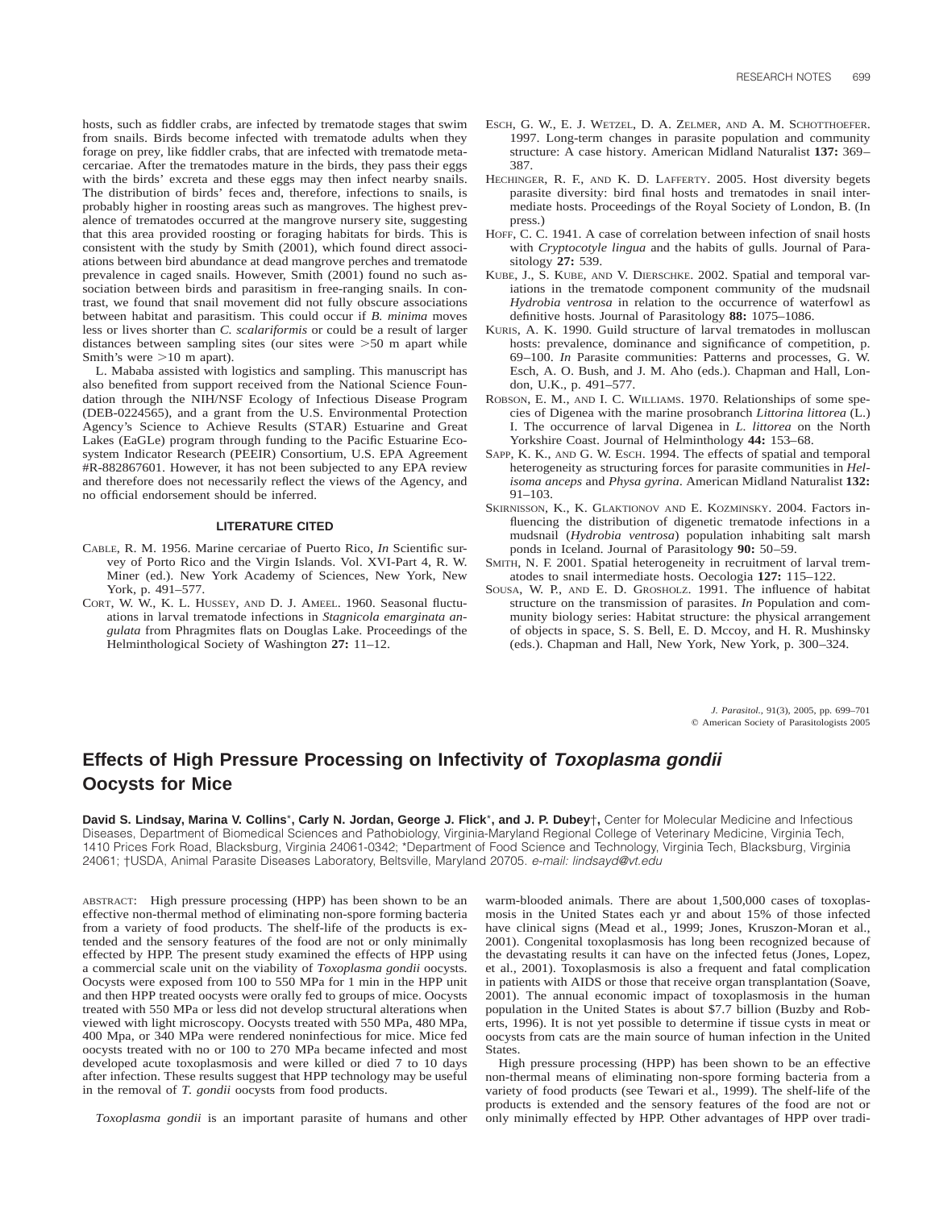hosts, such as fiddler crabs, are infected by trematode stages that swim from snails. Birds become infected with trematode adults when they forage on prey, like fiddler crabs, that are infected with trematode metacercariae. After the trematodes mature in the birds, they pass their eggs with the birds' excreta and these eggs may then infect nearby snails. The distribution of birds' feces and, therefore, infections to snails, is probably higher in roosting areas such as mangroves. The highest prevalence of trematodes occurred at the mangrove nursery site, suggesting that this area provided roosting or foraging habitats for birds. This is consistent with the study by Smith (2001), which found direct associations between bird abundance at dead mangrove perches and trematode prevalence in caged snails. However, Smith (2001) found no such association between birds and parasitism in free-ranging snails. In contrast, we found that snail movement did not fully obscure associations between habitat and parasitism. This could occur if *B. minima* moves less or lives shorter than *C. scalariformis* or could be a result of larger distances between sampling sites (our sites were >50 m apart while Smith's were >10 m apart).

L. Mababa assisted with logistics and sampling. This manuscript has also benefited from support received from the National Science Foundation through the NIH/NSF Ecology of Infectious Disease Program (DEB-0224565), and a grant from the U.S. Environmental Protection Agency's Science to Achieve Results (STAR) Estuarine and Great Lakes (EaGLe) program through funding to the Pacific Estuarine Ecosystem Indicator Research (PEEIR) Consortium, U.S. EPA Agreement #R-882867601. However, it has not been subjected to any EPA review and therefore does not necessarily reflect the views of the Agency, and no official endorsement should be inferred.

## LITERATURE CITED

CABLE, R. M. 1956. Marine cercariae of Puerto Rico, *In* Scientific survey of Porto Rico and the Virgin Islands. Vol. XVI-Part 4, R. W. Miner (ed.). New York Academy of Sciences, New York, New York, p. 491–577.

CORT, W. W., K. L. HUSSEY, AND D. J. AMEEL. 1960. Seasonal fluctuations in larval trematode infections in *Stagnicola emarginata angulata* from Phragmites flats on Douglas Lake. Proceedings of the Helminthological Society of Washington **27:** 11–12.

ESCH, G. W., E. J. WETZEL, D. A. ZELMER, AND A. M. SCHOTTHOEFER. 1997. Long-term changes in parasite population and community structure: A case history. American Midland Naturalist **137:** 369–387.

HECHINGER, R. F., AND K. D. LAFFERTY. 2005. Host diversity begets parasite diversity: bird final hosts and trematodes in snail intermediate hosts. Proceedings of the Royal Society of London, B. (In press.)

HOFF, C. C. 1941. A case of correlation between infection of snail hosts with *Cryptocotyle lingua* and the habits of gulls. Journal of Parasitology **27:** 539.

KUBE, J., S. KUBE, AND V. DIERSCHKE. 2002. Spatial and temporal variations in the trematode component community of the mudsnail *Hydrobia ventrosa* in relation to the occurrence of waterfowl as definitive hosts. Journal of Parasitology **88:** 1075–1086.

KURIS, A. K. 1990. Guild structure of larval trematodes in molluscan hosts: prevalence, dominance and significance of competition, p. 69–100. *In* Parasite communities: Patterns and processes, G. W. Esch, A. O. Bush, and J. M. Aho (eds.). Chapman and Hall, London, U.K., p. 491–577.

ROBSON, E. M., AND I. C. WILLIAMS. 1970. Relationships of some species of Digenea with the marine prosobranch *Littorina littorea* (L.) I. The occurrence of larval Digenea in *L. littorea* on the North Yorkshire Coast. Journal of Helminthology **44:** 153–68.

SAPP, K. K., AND G. W. ESCH. 1994. The effects of spatial and temporal heterogeneity as structuring forces for parasite communities in *Helisoma anceps* and *Physa gyrina*. American Midland Naturalist **132:** 91–103.

SKIRNISSON, K., K. GLAKTIONOV AND E. KOZMINSKY. 2004. Factors influencing the distribution of digenetic trematode infections in a mudsnail (*Hydrobia ventrosa*) population inhabiting salt marsh ponds in Iceland. Journal of Parasitology **90:** 50–59.

SMITH, N. F. 2001. Spatial heterogeneity in recruitment of larval trematodes to snail intermediate hosts. Oecologia **127:** 115–122.

SOUSA, W. P., AND E. D. GROSHOLZ. 1991. The influence of habitat structure on the transmission of parasites. *In* Population and community biology series: Habitat structure: the physical arrangement of objects in space, S. S. Bell, E. D. Mccoy, and H. R. Mushinsky (eds.). Chapman and Hall, New York, New York, p. 300–324.

*J. Parasitol.*, 91(3), 2005, pp. 699–701
© American Society of Parasitologists 2005

# Effects of High Pressure Processing on Infectivity of *Toxoplasma gondii* Oocysts for Mice

**David S. Lindsay, Marina V. Collins\*, Carly N. Jordan, George J. Flick\*, and J. P. Dubey†,** Center for Molecular Medicine and Infectious Diseases, Department of Biomedical Sciences and Pathobiology, Virginia-Maryland Regional College of Veterinary Medicine, Virginia Tech, 1410 Prices Fork Road, Blacksburg, Virginia 24061-0342; \*Department of Food Science and Technology, Virginia Tech, Blacksburg, Virginia 24061; †USDA, Animal Parasite Diseases Laboratory, Beltsville, Maryland 20705. *e-mail: lindsayd@vt.edu*

ABSTRACT: High pressure processing (HPP) has been shown to be an effective non-thermal method of eliminating non-spore forming bacteria from a variety of food products. The shelf-life of the products is extended and the sensory features of the food are not or only minimally effected by HPP. The present study examined the effects of HPP using a commercial scale unit on the viability of *Toxoplasma gondii* oocysts. Oocysts were exposed from 100 to 550 MPa for 1 min in the HPP unit and then HPP treated oocysts were orally fed to groups of mice. Oocysts treated with 550 MPa or less did not develop structural alterations when viewed with light microscopy. Oocysts treated with 550 MPa, 480 MPa, 400 Mpa, or 340 MPa were rendered noninfectious for mice. Mice fed oocysts treated with no or 100 to 270 MPa became infected and most developed acute toxoplasmosis and were killed or died 7 to 10 days after infection. These results suggest that HPP technology may be useful in the removal of *T. gondii* oocysts from food products.

*Toxoplasma gondii* is an important parasite of humans and other warm-blooded animals. There are about 1,500,000 cases of toxoplasmosis in the United States each yr and about 15% of those infected have clinical signs (Mead et al., 1999; Jones, Kruszon-Moran et al., 2001). Congenital toxoplasmosis has long been recognized because of the devastating results it can have on the infected fetus (Jones, Lopez, et al., 2001). Toxoplasmosis is also a frequent and fatal complication in patients with AIDS or those that receive organ transplantation (Soave, 2001). The annual economic impact of toxoplasmosis in the human population in the United States is about $7.7 billion (Buzby and Roberts, 1996). It is not yet possible to determine if tissue cysts in meat or oocysts from cats are the main source of human infection in the United States.

High pressure processing (HPP) has been shown to be an effective non-thermal means of eliminating non-spore forming bacteria from a variety of food products (see Tewari et al., 1999). The shelf-life of the products is extended and the sensory features of the food are not or only minimally effected by HPP. Other advantages of HPP over tradi-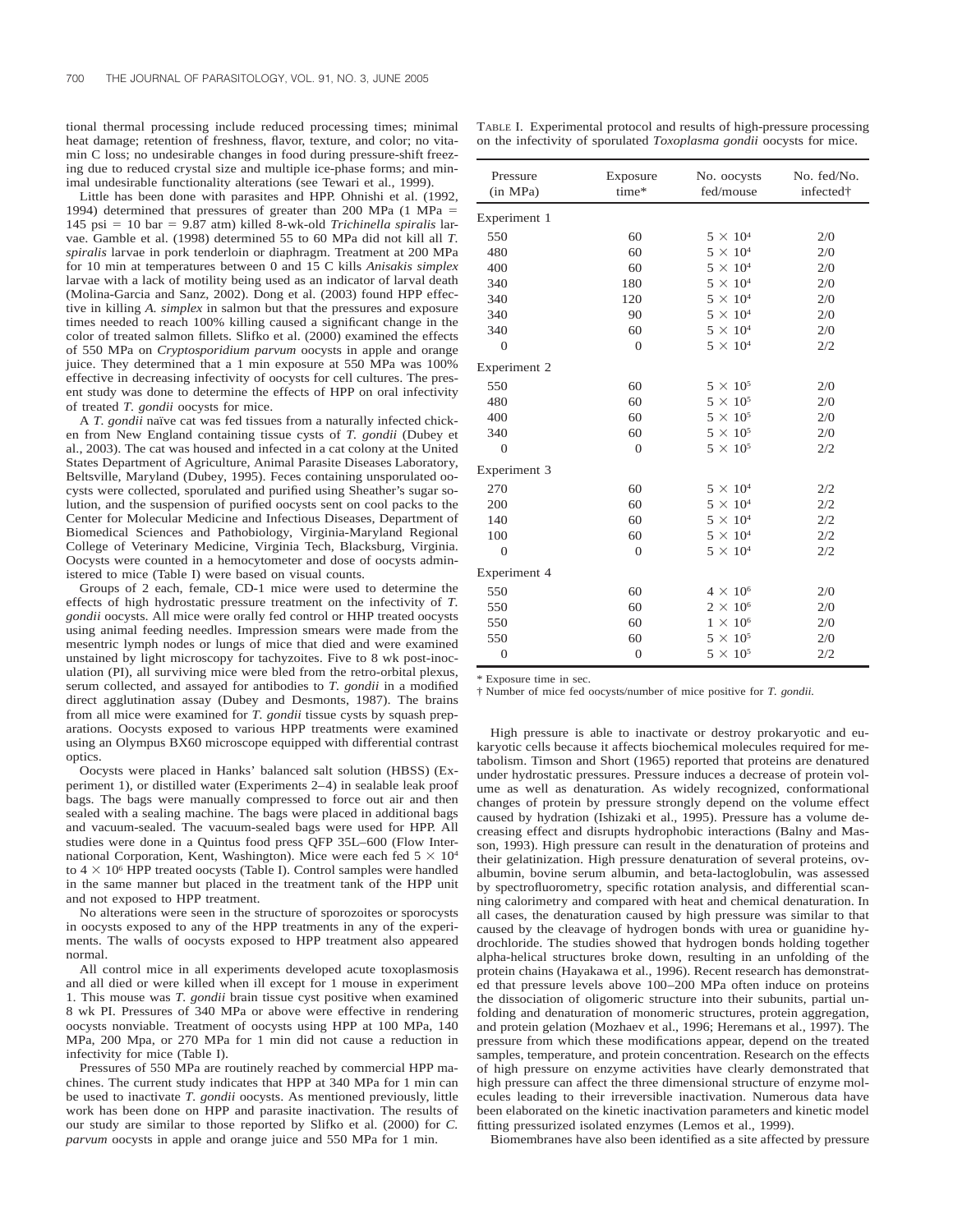tional thermal processing include reduced processing times; minimal heat damage; retention of freshness, flavor, texture, and color; no vitamin C loss; no undesirable changes in food during pressure-shift freezing due to reduced crystal size and multiple ice-phase forms; and minimal undesirable functionality alterations (see Tewari et al., 1999).

Little has been done with parasites and HPP. Ohnishi et al. (1992, 1994) determined that pressures of greater than 200 MPa (1 MPa = 145 psi = 10 bar = 9.87 atm) killed 8-wk-old *Trichinella spiralis* larvae. Gamble et al. (1998) determined 55 to 60 MPa did not kill all *T. spiralis* larvae in pork tenderloin or diaphragm. Treatment at 200 MPa for 10 min at temperatures between 0 and 15 C kills *Anisakis simplex* larvae with a lack of motility being used as an indicator of larval death (Molina-Garcia and Sanz, 2002). Dong et al. (2003) found HPP effective in killing *A. simplex* in salmon but that the pressures and exposure times needed to reach 100% killing caused a significant change in the color of treated salmon fillets. Slifko et al. (2000) examined the effects of 550 MPa on *Cryptosporidium parvum* oocysts in apple and orange juice. They determined that a 1 min exposure at 550 MPa was 100% effective in decreasing infectivity of oocysts for cell cultures. The present study was done to determine the effects of HPP on oral infectivity of treated *T. gondii* oocysts for mice.

A *T. gondii* naïve cat was fed tissues from a naturally infected chicken from New England containing tissue cysts of *T. gondii* (Dubey et al., 2003). The cat was housed and infected in a cat colony at the United States Department of Agriculture, Animal Parasite Diseases Laboratory, Beltsville, Maryland (Dubey, 1995). Feces containing unsporulated oocysts were collected, sporulated and purified using Sheather's sugar solution, and the suspension of purified oocysts sent on cool packs to the Center for Molecular Medicine and Infectious Diseases, Department of Biomedical Sciences and Pathobiology, Virginia-Maryland Regional College of Veterinary Medicine, Virginia Tech, Blacksburg, Virginia. Oocysts were counted in a hemocytometer and dose of oocysts administered to mice (Table I) were based on visual counts.

Groups of 2 each, female, CD-1 mice were used to determine the effects of high hydrostatic pressure treatment on the infectivity of *T. gondii* oocysts. All mice were orally fed control or HHP treated oocysts using animal feeding needles. Impression smears were made from the mesentric lymph nodes or lungs of mice that died and were examined unstained by light microscopy for tachyzoites. Five to 8 wk post-inoculation (PI), all surviving mice were bled from the retro-orbital plexus, serum collected, and assayed for antibodies to *T. gondii* in a modified direct agglutination assay (Dubey and Desmonts, 1987). The brains from all mice were examined for *T. gondii* tissue cysts by squash preparations. Oocysts exposed to various HPP treatments were examined using an Olympus BX60 microscope equipped with differential contrast optics.

Oocysts were placed in Hanks' balanced salt solution (HBSS) (Experiment 1), or distilled water (Experiments 2–4) in sealable leak proof bags. The bags were manually compressed to force out air and then sealed with a sealing machine. The bags were placed in additional bags and vacuum-sealed. The vacuum-sealed bags were used for HPP. All studies were done in a Quintus food press QFP 35L–600 (Flow International Corporation, Kent, Washington). Mice were each fed $5 \times 10^4$ to $4 \times 10^6$ HPP treated oocysts (Table I). Control samples were handled in the same manner but placed in the treatment tank of the HPP unit and not exposed to HPP treatment.

No alterations were seen in the structure of sporozoites or sporocysts in oocysts exposed to any of the HPP treatments in any of the experiments. The walls of oocysts exposed to HPP treatment also appeared normal.

All control mice in all experiments developed acute toxoplasmosis and all died or were killed when ill except for 1 mouse in experiment 1. This mouse was *T. gondii* brain tissue cyst positive when examined 8 wk PI. Pressures of 340 MPa or above were effective in rendering oocysts nonviable. Treatment of oocysts using HPP at 100 MPa, 140 MPa, 200 Mpa, or 270 MPa for 1 min did not cause a reduction in infectivity for mice (Table I).

Pressures of 550 MPa are routinely reached by commercial HPP machines. The current study indicates that HPP at 340 MPa for 1 min can be used to inactivate *T. gondii* oocysts. As mentioned previously, little work has been done on HPP and parasite inactivation. The results of our study are similar to those reported by Slifko et al. (2000) for *C. parvum* oocysts in apple and orange juice and 550 MPa for 1 min.

TABLE I. Experimental protocol and results of high-pressure processing on the infectivity of sporulated *Toxoplasma gondii* oocysts for mice.

| Pressure (in MPa) | Exposure time* | No. oocysts fed/mouse | No. fed/No. infected† |
|---|---|---|---|
| Experiment 1 | | | |
| 550 | 60 | $5 \times 10^4$ | 2/0 |
| 480 | 60 | $5 \times 10^4$ | 2/0 |
| 400 | 60 | $5 \times 10^4$ | 2/0 |
| 340 | 180 | $5 \times 10^4$ | 2/0 |
| 340 | 120 | $5 \times 10^4$ | 2/0 |
| 340 | 90 | $5 \times 10^4$ | 2/0 |
| 340 | 60 | $5 \times 10^4$ | 2/0 |
| 0 | 0 | $5 \times 10^4$ | 2/2 |
| Experiment 2 | | | |
| 550 | 60 | $5 \times 10^5$ | 2/0 |
| 480 | 60 | $5 \times 10^5$ | 2/0 |
| 400 | 60 | $5 \times 10^5$ | 2/0 |
| 340 | 60 | $5 \times 10^5$ | 2/0 |
| 0 | 0 | $5 \times 10^5$ | 2/2 |
| Experiment 3 | | | |
| 270 | 60 | $5 \times 10^4$ | 2/2 |
| 200 | 60 | $5 \times 10^4$ | 2/2 |
| 140 | 60 | $5 \times 10^4$ | 2/2 |
| 100 | 60 | $5 \times 10^4$ | 2/2 |
| 0 | 0 | $5 \times 10^4$ | 2/2 |
| Experiment 4 | | | |
| 550 | 60 | $4 \times 10^6$ | 2/0 |
| 550 | 60 | $2 \times 10^6$ | 2/0 |
| 550 | 60 | $1 \times 10^6$ | 2/0 |
| 550 | 60 | $5 \times 10^5$ | 2/0 |
| 0 | 0 | $5 \times 10^5$ | 2/2 |

\* Exposure time in sec.

† Number of mice fed oocysts/number of mice positive for *T. gondii.*

High pressure is able to inactivate or destroy prokaryotic and eukaryotic cells because it affects biochemical molecules required for metabolism. Timson and Short (1965) reported that proteins are denatured under hydrostatic pressures. Pressure induces a decrease of protein volume as well as denaturation. As widely recognized, conformational changes of protein by pressure strongly depend on the volume effect caused by hydration (Ishizaki et al., 1995). Pressure has a volume decreasing effect and disrupts hydrophobic interactions (Balny and Masson, 1993). High pressure can result in the denaturation of proteins and their gelatinization. High pressure denaturation of several proteins, ovalbumin, bovine serum albumin, and beta-lactoglobulin, was assessed by spectrofluorometry, specific rotation analysis, and differential scanning calorimetry and compared with heat and chemical denaturation. In all cases, the denaturation caused by high pressure was similar to that caused by the cleavage of hydrogen bonds with urea or guanidine hydrochloride. The studies showed that hydrogen bonds holding together alpha-helical structures broke down, resulting in an unfolding of the protein chains (Hayakawa et al., 1996). Recent research has demonstrated that pressure levels above 100–200 MPa often induce on proteins the dissociation of oligomeric structure into their subunits, partial unfolding and denaturation of monomeric structures, protein aggregation, and protein gelation (Mozhaev et al., 1996; Heremans et al., 1997). The pressure from which these modifications appear, depend on the treated samples, temperature, and protein concentration. Research on the effects of high pressure on enzyme activities have clearly demonstrated that high pressure can affect the three dimensional structure of enzyme molecules leading to their irreversible inactivation. Numerous data have been elaborated on the kinetic inactivation parameters and kinetic model fitting pressurized isolated enzymes (Lemos et al., 1999).

Biomembranes have also been identified as a site affected by pressure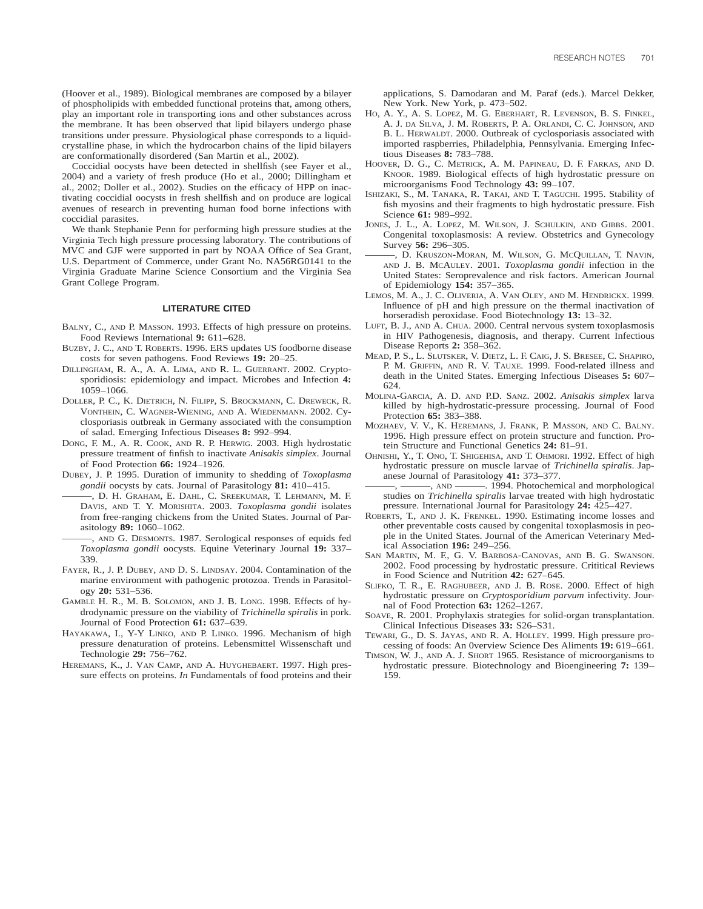(Hoover et al., 1989). Biological membranes are composed by a bilayer of phospholipids with embedded functional proteins that, among others, play an important role in transporting ions and other substances across the membrane. It has been observed that lipid bilayers undergo phase transitions under pressure. Physiological phase corresponds to a liquid-crystalline phase, in which the hydrocarbon chains of the lipid bilayers are conformationally disordered (San Martin et al., 2002).

Coccidial oocysts have been detected in shellfish (see Fayer et al., 2004) and a variety of fresh produce (Ho et al., 2000; Dillingham et al., 2002; Doller et al., 2002). Studies on the efficacy of HPP on inactivating coccidial oocysts in fresh shellfish and on produce are logical avenues of research in preventing human food borne infections with coccidial parasites.

We thank Stephanie Penn for performing high pressure studies at the Virginia Tech high pressure processing laboratory. The contributions of MVC and GJF were supported in part by NOAA Office of Sea Grant, U.S. Department of Commerce, under Grant No. NA56RG0141 to the Virginia Graduate Marine Science Consortium and the Virginia Sea Grant College Program.

## LITERATURE CITED

Balny, C., and P. Masson. 1993. Effects of high pressure on proteins. Food Reviews International **9:** 611–628.

Buzby, J. C., and T. Roberts. 1996. ERS updates US foodborne disease costs for seven pathogens. Food Reviews **19:** 20–25.

Dillingham, R. A., A. A. Lima, and R. L. Guerrant. 2002. Cryptosporidiosis: epidemiology and impact. Microbes and Infection **4:** 1059–1066.

Doller, P. C., K. Dietrich, N. Filipp, S. Brockmann, C. Dreweck, R. Vonthein, C. Wagner-Wiening, and A. Wiedenmann. 2002. Cyclosporiasis outbreak in Germany associated with the consumption of salad. Emerging Infectious Diseases **8:** 992–994.

Dong, F. M., A. R. Cook, and R. P. Herwig. 2003. High hydrostatic pressure treatment of finfish to inactivate *Anisakis simplex*. Journal of Food Protection **66:** 1924–1926.

Dubey, J. P. 1995. Duration of immunity to shedding of *Toxoplasma gondii* oocysts by cats. Journal of Parasitology **81:** 410–415.

———, D. H. Graham, E. Dahl, C. Sreekumar, T. Lehmann, M. F. Davis, and T. Y. Morishita. 2003. *Toxoplasma gondii* isolates from free-ranging chickens from the United States. Journal of Parasitology **89:** 1060–1062.

———, and G. Desmonts. 1987. Serological responses of equids fed *Toxoplasma gondii* oocysts. Equine Veterinary Journal **19:** 337–339.

Fayer, R., J. P. Dubey, and D. S. Lindsay. 2004. Contamination of the marine environment with pathogenic protozoa. Trends in Parasitology **20:** 531–536.

Gamble H. R., M. B. Solomon, and J. B. Long. 1998. Effects of hydrodynamic pressure on the viability of *Trichinella spiralis* in pork. Journal of Food Protection **61:** 637–639.

Hayakawa, I., Y-Y Linko, and P. Linko. 1996. Mechanism of high pressure denaturation of proteins. Lebensmittel Wissenschaft und Technologie **29:** 756–762.

Heremans, K., J. Van Camp, and A. Huyghebaert. 1997. High pressure effects on proteins. *In* Fundamentals of food proteins and their applications, S. Damodaran and M. Paraf (eds.). Marcel Dekker, New York. New York, p. 473–502.

Ho, A. Y., A. S. Lopez, M. G. Eberhart, R. Levenson, B. S. Finkel, A. J. da Silva, J. M. Roberts, P. A. Orlandi, C. C. Johnson, and B. L. Herwaldt. 2000. Outbreak of cyclosporiasis associated with imported raspberries, Philadelphia, Pennsylvania. Emerging Infectious Diseases **8:** 783–788.

Hoover, D. G., C. Metrick, A. M. Papineau, D. F. Farkas, and D. Knoor. 1989. Biological effects of high hydrostatic pressure on microorganisms Food Technology **43:** 99–107.

Ishizaki, S., M. Tanaka, R. Takai, and T. Taguchi. 1995. Stability of fish myosins and their fragments to high hydrostatic pressure. Fish Science **61:** 989–992.

Jones, J. L., A. Lopez, M. Wilson, J. Schulkin, and Gibbs. 2001. Congenital toxoplasmosis: A review. Obstetrics and Gynecology Survey **56:** 296–305.

———, D. Kruszon-Moran, M. Wilson, G. McQuillan, T. Navin, and J. B. McAuley. 2001. *Toxoplasma gondii* infection in the United States: Seroprevalence and risk factors. American Journal of Epidemiology **154:** 357–365.

Lemos, M. A., J. C. Oliveria, A. Van Oley, and M. Hendrickx. 1999. Influence of pH and high pressure on the thermal inactivation of horseradish peroxidase. Food Biotechnology **13:** 13–32.

Luft, B. J., and A. Chua. 2000. Central nervous system toxoplasmosis in HIV Pathogenesis, diagnosis, and therapy. Current Infectious Disease Reports **2:** 358–362.

Mead, P. S., L. Slutsker, V. Dietz, L. F. Caig, J. S. Bresee, C. Shapiro, P. M. Griffin, and R. V. Tauxe. 1999. Food-related illness and death in the United States. Emerging Infectious Diseases **5:** 607–624.

Molina-Garcia, A. D. and P.D. Sanz. 2002. *Anisakis simplex* larva killed by high-hydrostatic-pressure processing. Journal of Food Protection **65:** 383–388.

Mozhaev, V. V., K. Heremans, J. Frank, P. Masson, and C. Balny. 1996. High pressure effect on protein structure and function. Protein Structure and Functional Genetics **24:** 81–91.

Ohnishi, Y., T. Ono, T. Shigehisa, and T. Ohmori. 1992. Effect of high hydrostatic pressure on muscle larvae of *Trichinella spiralis*. Japanese Journal of Parasitology **41:** 373–377.

———, ———, and ———. 1994. Photochemical and morphological studies on *Trichinella spiralis* larvae treated with high hydrostatic pressure. International Journal for Parasitology **24:** 425–427.

Roberts, T., and J. K. Frenkel. 1990. Estimating income losses and other preventable costs caused by congenital toxoplasmosis in people in the United States. Journal of the American Veterinary Medical Association **196:** 249–256.

San Martin, M. F., G. V. Barbosa-Canovas, and B. G. Swanson. 2002. Food processing by hydrostatic pressure. Crititical Reviews in Food Science and Nutrition **42:** 627–645.

Slifko, T. R., E. Raghubeer, and J. B. Rose. 2000. Effect of high hydrostatic pressure on *Cryptosporidium parvum* infectivity. Journal of Food Protection **63:** 1262–1267.

Soave, R. 2001. Prophylaxis strategies for solid-organ transplantation. Clinical Infectious Diseases **33:** S26–S31.

Tewari, G., D. S. Jayas, and R. A. Holley. 1999. High pressure processing of foods: An 0verview Science Des Aliments **19:** 619–661.

Timson, W. J., and A. J. Short 1965. Resistance of microorganisms to hydrostatic pressure. Biotechnology and Bioengineering **7:** 139–159.